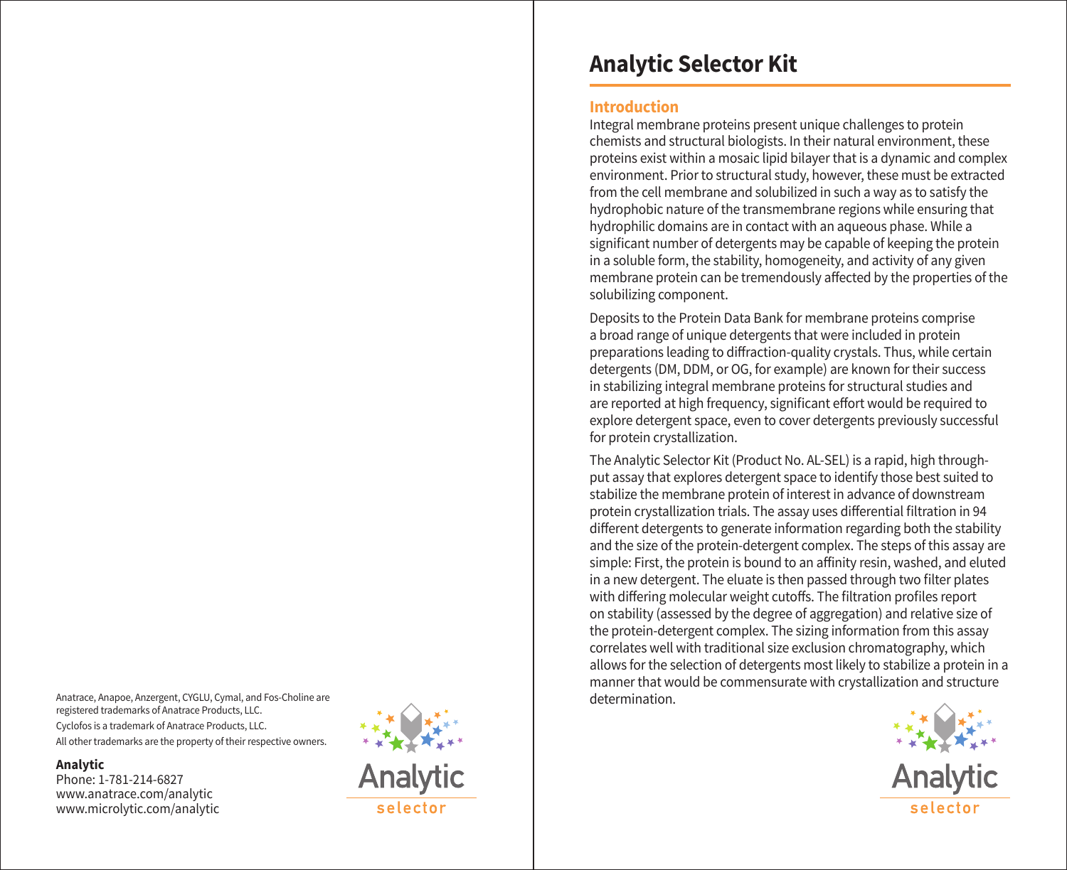Anatrace, Anapoe, Anzergent, CYGLU, Cymal, and Fos-Choline are registered trademarks of Anatrace Products, LLC.

Cyclofos is a trademark of Anatrace Products, LLC.

All other trademarks are the property of their respective owners.

**Analytic**
Phone: 1-781-214-6827
www.anatrace.com/analytic
www.microlytic.com/analytic

Analytic selector

# Analytic Selector Kit

## Introduction

Integral membrane proteins present unique challenges to protein chemists and structural biologists. In their natural environment, these proteins exist within a mosaic lipid bilayer that is a dynamic and complex environment. Prior to structural study, however, these must be extracted from the cell membrane and solubilized in such a way as to satisfy the hydrophobic nature of the transmembrane regions while ensuring that hydrophilic domains are in contact with an aqueous phase. While a significant number of detergents may be capable of keeping the protein in a soluble form, the stability, homogeneity, and activity of any given membrane protein can be tremendously affected by the properties of the solubilizing component.

Deposits to the Protein Data Bank for membrane proteins comprise a broad range of unique detergents that were included in protein preparations leading to diffraction-quality crystals. Thus, while certain detergents (DM, DDM, or OG, for example) are known for their success in stabilizing integral membrane proteins for structural studies and are reported at high frequency, significant effort would be required to explore detergent space, even to cover detergents previously successful for protein crystallization.

The Analytic Selector Kit (Product No. AL-SEL) is a rapid, high through-put assay that explores detergent space to identify those best suited to stabilize the membrane protein of interest in advance of downstream protein crystallization trials. The assay uses differential filtration in 94 different detergents to generate information regarding both the stability and the size of the protein-detergent complex. The steps of this assay are simple: First, the protein is bound to an affinity resin, washed, and eluted in a new detergent. The eluate is then passed through two filter plates with differing molecular weight cutoffs. The filtration profiles report on stability (assessed by the degree of aggregation) and relative size of the protein-detergent complex. The sizing information from this assay correlates well with traditional size exclusion chromatography, which allows for the selection of detergents most likely to stabilize a protein in a manner that would be commensurate with crystallization and structure determination.

Analytic selector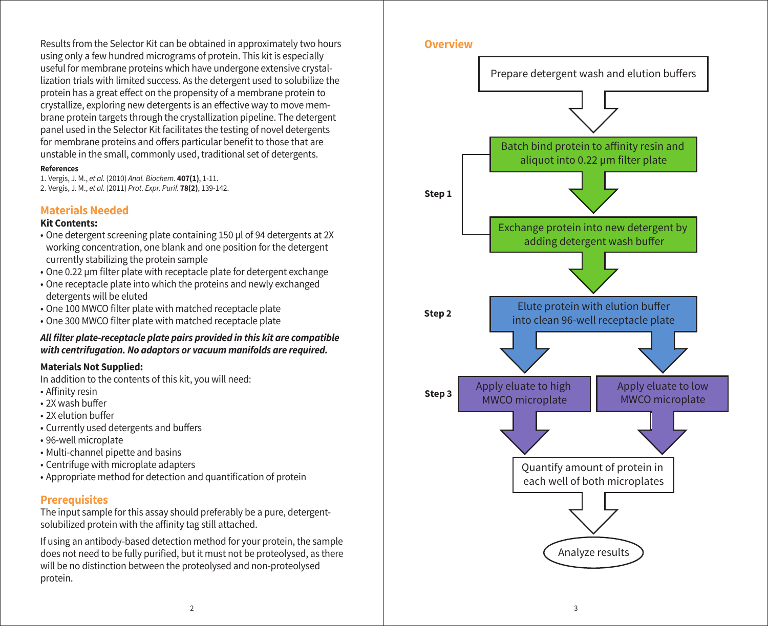Results from the Selector Kit can be obtained in approximately two hours using only a few hundred micrograms of protein. This kit is especially useful for membrane proteins which have undergone extensive crystallization trials with limited success. As the detergent used to solubilize the protein has a great effect on the propensity of a membrane protein to crystallize, exploring new detergents is an effective way to move membrane protein targets through the crystallization pipeline. The detergent panel used in the Selector Kit facilitates the testing of novel detergents for membrane proteins and offers particular benefit to those that are unstable in the small, commonly used, traditional set of detergents.

**References**

1. Vergis, J. M., *et al.* (2010) *Anal. Biochem.* **407(1)**, 1-11.
2. Vergis, J. M., *et al.* (2011) *Prot. Expr. Purif.* **78(2)**, 139-142.

## Materials Needed

**Kit Contents:**

- One detergent screening plate containing 150 µl of 94 detergents at 2X working concentration, one blank and one position for the detergent currently stabilizing the protein sample
- One 0.22 µm filter plate with receptacle plate for detergent exchange
- One receptacle plate into which the proteins and newly exchanged detergents will be eluted
- One 100 MWCO filter plate with matched receptacle plate
- One 300 MWCO filter plate with matched receptacle plate

***All filter plate-receptacle plate pairs provided in this kit are compatible with centrifugation. No adaptors or vacuum manifolds are required.***

**Materials Not Supplied:**

In addition to the contents of this kit, you will need:

- Affinity resin
- 2X wash buffer
- 2X elution buffer
- Currently used detergents and buffers
- 96-well microplate
- Multi-channel pipette and basins
- Centrifuge with microplate adapters
- Appropriate method for detection and quantification of protein

## Prerequisites

The input sample for this assay should preferably be a pure, detergent-solubilized protein with the affinity tag still attached.

If using an antibody-based detection method for your protein, the sample does not need to be fully purified, but it must not be proteolysed, as there will be no distinction between the proteolysed and non-proteolysed protein.

## Overview

Prepare detergent wash and elution buffers

Step 1

Batch bind protein to affinity resin and aliquot into 0.22 µm filter plate

Exchange protein into new detergent by adding detergent wash buffer

Step 2

Elute protein with elution buffer into clean 96-well receptacle plate

Step 3

Apply eluate to high MWCO microplate

Apply eluate to low MWCO microplate

Quantify amount of protein in each well of both microplates

Analyze results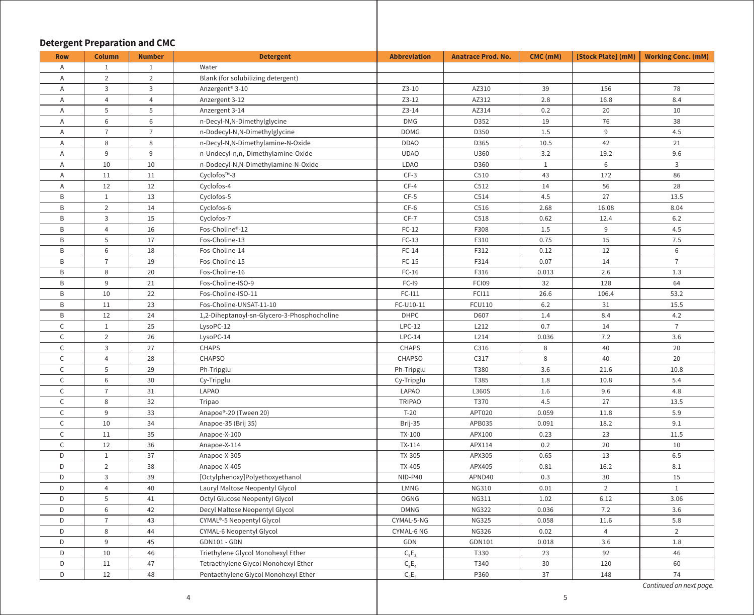## Detergent Preparation and CMC

| Row | Column | Number | Detergent | Abbreviation | Anatrace Prod. No. | CMC (mM) | [Stock Plate] (mM) | Working Conc. (mM) |
|---|---|---|---|---|---|---|---|---|
| A | 1 | 1 | Water | | | | | |
| A | 2 | 2 | Blank (for solubilizing detergent) | | | | | |
| A | 3 | 3 | Anzergent® 3-10 | Z3-10 | AZ310 | 39 | 156 | 78 |
| A | 4 | 4 | Anzergent 3-12 | Z3-12 | AZ312 | 2.8 | 16.8 | 8.4 |
| A | 5 | 5 | Anzergent 3-14 | Z3-14 | AZ314 | 0.2 | 20 | 10 |
| A | 6 | 6 | n-Decyl-N,N-Dimethylglycine | DMG | D352 | 19 | 76 | 38 |
| A | 7 | 7 | n-Dodecyl-N,N-Dimethylglycine | DOMG | D350 | 1.5 | 9 | 4.5 |
| A | 8 | 8 | n-Decyl-N,N-Dimethylamine-N-Oxide | DDAO | D365 | 10.5 | 42 | 21 |
| A | 9 | 9 | n-Undecyl-n,n,-Dimethylamine-Oxide | UDAO | U360 | 3.2 | 19.2 | 9.6 |
| A | 10 | 10 | n-Dodecyl-N,N-Dimethylamine-N-Oxide | LDAO | D360 | 1 | 6 | 3 |
| A | 11 | 11 | Cyclofos™-3 | CF-3 | C510 | 43 | 172 | 86 |
| A | 12 | 12 | Cyclofos-4 | CF-4 | C512 | 14 | 56 | 28 |
| B | 1 | 13 | Cyclofos-5 | CF-5 | C514 | 4.5 | 27 | 13.5 |
| B | 2 | 14 | Cyclofos-6 | CF-6 | C516 | 2.68 | 16.08 | 8.04 |
| B | 3 | 15 | Cyclofos-7 | CF-7 | C518 | 0.62 | 12.4 | 6.2 |
| B | 4 | 16 | Fos-Choline®-12 | FC-12 | F308 | 1.5 | 9 | 4.5 |
| B | 5 | 17 | Fos-Choline-13 | FC-13 | F310 | 0.75 | 15 | 7.5 |
| B | 6 | 18 | Fos-Choline-14 | FC-14 | F312 | 0.12 | 12 | 6 |
| B | 7 | 19 | Fos-Choline-15 | FC-15 | F314 | 0.07 | 14 | 7 |
| B | 8 | 20 | Fos-Choline-16 | FC-16 | F316 | 0.013 | 2.6 | 1.3 |
| B | 9 | 21 | Fos-Choline-ISO-9 | FC-I9 | FCI09 | 32 | 128 | 64 |
| B | 10 | 22 | Fos-Choline-ISO-11 | FC-I11 | FCI11 | 26.6 | 106.4 | 53.2 |
| B | 11 | 23 | Fos-Choline-UNSAT-11-10 | FC-U10-11 | FCU110 | 6.2 | 31 | 15.5 |
| B | 12 | 24 | 1,2-Diheptanoyl-sn-Glycero-3-Phosphocholine | DHPC | D607 | 1.4 | 8.4 | 4.2 |
| C | 1 | 25 | LysoPC-12 | LPC-12 | L212 | 0.7 | 14 | 7 |
| C | 2 | 26 | LysoPC-14 | LPC-14 | L214 | 0.036 | 7.2 | 3.6 |
| C | 3 | 27 | CHAPS | CHAPS | C316 | 8 | 40 | 20 |
| C | 4 | 28 | CHAPSO | CHAPSO | C317 | 8 | 40 | 20 |
| C | 5 | 29 | Ph-Tripglu | Ph-Tripglu | T380 | 3.6 | 21.6 | 10.8 |
| C | 6 | 30 | Cy-Tripglu | Cy-Tripglu | T385 | 1.8 | 10.8 | 5.4 |
| C | 7 | 31 | LAPAO | LAPAO | L360S | 1.6 | 9.6 | 4.8 |
| C | 8 | 32 | Tripao | TRIPAO | T370 | 4.5 | 27 | 13.5 |
| C | 9 | 33 | Anapoe®-20 (Tween 20) | T-20 | APT020 | 0.059 | 11.8 | 5.9 |
| C | 10 | 34 | Anapoe-35 (Brij 35) | Brij-35 | APB035 | 0.091 | 18.2 | 9.1 |
| C | 11 | 35 | Anapoe-X-100 | TX-100 | APX100 | 0.23 | 23 | 11.5 |
| C | 12 | 36 | Anapoe-X-114 | TX-114 | APX114 | 0.2 | 20 | 10 |
| D | 1 | 37 | Anapoe-X-305 | TX-305 | APX305 | 0.65 | 13 | 6.5 |
| D | 2 | 38 | Anapoe-X-405 | TX-405 | APX405 | 0.81 | 16.2 | 8.1 |
| D | 3 | 39 | [Octylphenoxy]Polyethoxyethanol | NID-P40 | APND40 | 0.3 | 30 | 15 |
| D | 4 | 40 | Lauryl Maltose Neopentyl Glycol | LMNG | NG310 | 0.01 | 2 | 1 |
| D | 5 | 41 | Octyl Glucose Neopentyl Glycol | OGNG | NG311 | 1.02 | 6.12 | 3.06 |
| D | 6 | 42 | Decyl Maltose Neopentyl Glycol | DMNG | NG322 | 0.036 | 7.2 | 3.6 |
| D | 7 | 43 | CYMAL®-5 Neopentyl Glycol | CYMAL-5-NG | NG325 | 0.058 | 11.6 | 5.8 |
| D | 8 | 44 | CYMAL-6 Neopentyl Glycol | CYMAL-6 NG | NG326 | 0.02 | 4 | 2 |
| D | 9 | 45 | GDN101 - GDN | GDN | GDN101 | 0.018 | 3.6 | 1.8 |
| D | 10 | 46 | Triethylene Glycol Monohexyl Ether | $C_6E_3$ | T330 | 23 | 92 | 46 |
| D | 11 | 47 | Tetraethylene Glycol Monohexyl Ether | $C_6E_4$ | T340 | 30 | 120 | 60 |
| D | 12 | 48 | Pentaethylene Glycol Monohexyl Ether | $C_6E_5$ | P360 | 37 | 148 | 74 |

*Continued on next page.*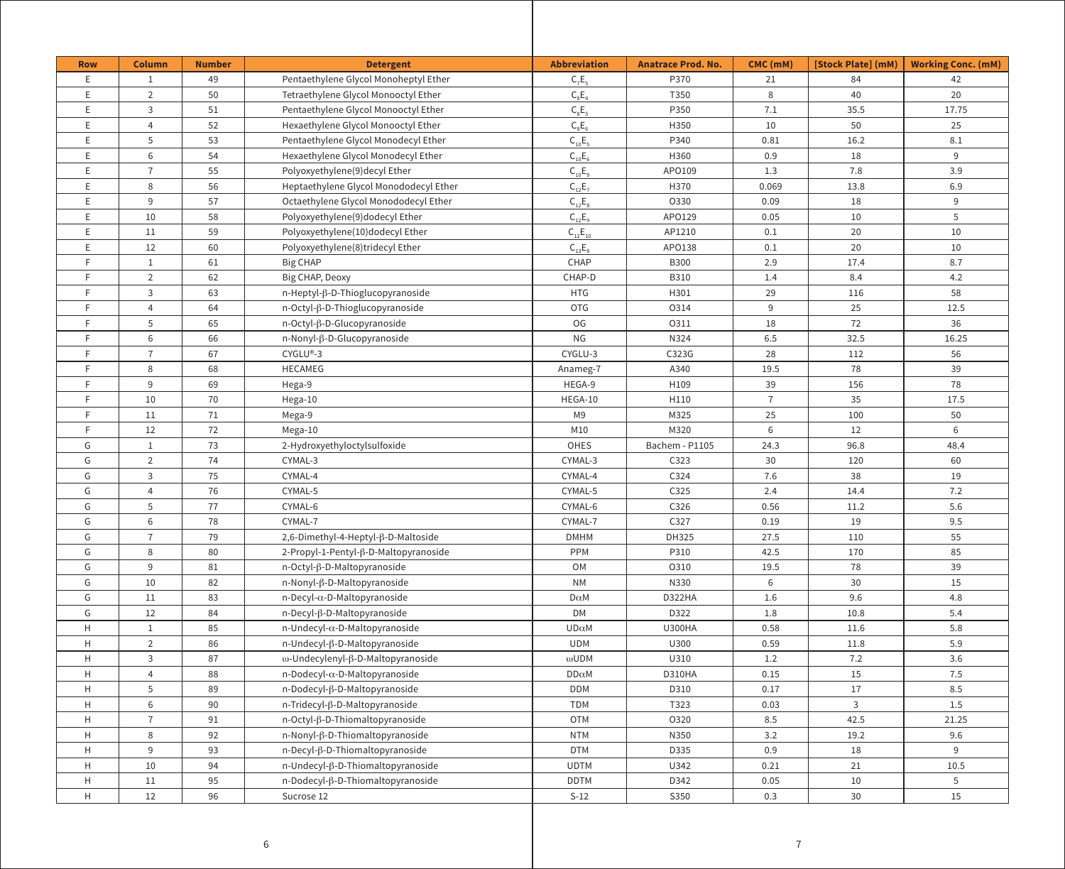| Row | Column | Number | Detergent | Abbreviation | Anatrace Prod. No. | CMC (mM) | [Stock Plate] (mM) | Working Conc. (mM) |
|---|---|---|---|---|---|---|---|---|
| E | 1 | 49 | Pentaethylene Glycol Monoheptyl Ether | $C_7E_5$ | P370 | 21 | 84 | 42 |
| E | 2 | 50 | Tetraethylene Glycol Monooctyl Ether | $C_8E_4$ | T350 | 8 | 40 | 20 |
| E | 3 | 51 | Pentaethylene Glycol Monooctyl Ether | $C_8E_5$ | P350 | 7.1 | 35.5 | 17.75 |
| E | 4 | 52 | Hexaethylene Glycol Monooctyl Ether | $C_8E_6$ | H350 | 10 | 50 | 25 |
| E | 5 | 53 | Pentaethylene Glycol Monodecyl Ether | $C_{10}E_5$ | P340 | 0.81 | 16.2 | 8.1 |
| E | 6 | 54 | Hexaethylene Glycol Monodecyl Ether | $C_{10}E_6$ | H360 | 0.9 | 18 | 9 |
| E | 7 | 55 | Polyoxyethylene(9)decyl Ether | $C_{10}E_9$ | APO109 | 1.3 | 7.8 | 3.9 |
| E | 8 | 56 | Heptaethylene Glycol Monododecyl Ether | $C_{12}E_7$ | H370 | 0.069 | 13.8 | 6.9 |
| E | 9 | 57 | Octaethylene Glycol Monododecyl Ether | $C_{12}E_8$ | O330 | 0.09 | 18 | 9 |
| E | 10 | 58 | Polyoxyethylene(9)dodecyl Ether | $C_{12}E_9$ | APO129 | 0.05 | 10 | 5 |
| E | 11 | 59 | Polyoxyethylene(10)dodecyl Ether | $C_{12}E_{10}$ | AP1210 | 0.1 | 20 | 10 |
| E | 12 | 60 | Polyoxyethylene(8)tridecyl Ether | $C_{13}E_8$ | APO138 | 0.1 | 20 | 10 |
| F | 1 | 61 | Big CHAP | CHAP | B300 | 2.9 | 17.4 | 8.7 |
| F | 2 | 62 | Big CHAP, Deoxy | CHAP-D | B310 | 1.4 | 8.4 | 4.2 |
| F | 3 | 63 | n-Heptyl-β-D-Thioglucopyranoside | HTG | H301 | 29 | 116 | 58 |
| F | 4 | 64 | n-Octyl-β-D-Thioglucopyranoside | OTG | O314 | 9 | 25 | 12.5 |
| F | 5 | 65 | n-Octyl-β-D-Glucopyranoside | OG | O311 | 18 | 72 | 36 |
| F | 6 | 66 | n-Nonyl-β-D-Glucopyranoside | NG | N324 | 6.5 | 32.5 | 16.25 |
| F | 7 | 67 | CYGLU®-3 | CYGLU-3 | C323G | 28 | 112 | 56 |
| F | 8 | 68 | HECAMEG | Anameg-7 | A340 | 19.5 | 78 | 39 |
| F | 9 | 69 | Hega-9 | HEGA-9 | H109 | 39 | 156 | 78 |
| F | 10 | 70 | Hega-10 | HEGA-10 | H110 | 7 | 35 | 17.5 |
| F | 11 | 71 | Mega-9 | M9 | M325 | 25 | 100 | 50 |
| F | 12 | 72 | Mega-10 | M10 | M320 | 6 | 12 | 6 |
| G | 1 | 73 | 2-Hydroxyethyloctylsulfoxide | OHES | Bachem - P1105 | 24.3 | 96.8 | 48.4 |
| G | 2 | 74 | CYMAL-3 | CYMAL-3 | C323 | 30 | 120 | 60 |
| G | 3 | 75 | CYMAL-4 | CYMAL-4 | C324 | 7.6 | 38 | 19 |
| G | 4 | 76 | CYMAL-5 | CYMAL-5 | C325 | 2.4 | 14.4 | 7.2 |
| G | 5 | 77 | CYMAL-6 | CYMAL-6 | C326 | 0.56 | 11.2 | 5.6 |
| G | 6 | 78 | CYMAL-7 | CYMAL-7 | C327 | 0.19 | 19 | 9.5 |
| G | 7 | 79 | 2,6-Dimethyl-4-Heptyl-β-D-Maltoside | DMHM | DH325 | 27.5 | 110 | 55 |
| G | 8 | 80 | 2-Propyl-1-Pentyl-β-D-Maltopyranoside | PPM | P310 | 42.5 | 170 | 85 |
| G | 9 | 81 | n-Octyl-β-D-Maltopyranoside | OM | O310 | 19.5 | 78 | 39 |
| G | 10 | 82 | n-Nonyl-β-D-Maltopyranoside | NM | N330 | 6 | 30 | 15 |
| G | 11 | 83 | n-Decyl-α-D-Maltopyranoside | DαM | D322HA | 1.6 | 9.6 | 4.8 |
| G | 12 | 84 | n-Decyl-β-D-Maltopyranoside | DM | D322 | 1.8 | 10.8 | 5.4 |
| H | 1 | 85 | n-Undecyl-α-D-Maltopyranoside | UDαM | U300HA | 0.58 | 11.6 | 5.8 |
| H | 2 | 86 | n-Undecyl-β-D-Maltopyranoside | UDM | U300 | 0.59 | 11.8 | 5.9 |
| H | 3 | 87 | ω-Undecylenyl-β-D-Maltopyranoside | ωUDM | U310 | 1.2 | 7.2 | 3.6 |
| H | 4 | 88 | n-Dodecyl-α-D-Maltopyranoside | DDαM | D310HA | 0.15 | 15 | 7.5 |
| H | 5 | 89 | n-Dodecyl-β-D-Maltopyranoside | DDM | D310 | 0.17 | 17 | 8.5 |
| H | 6 | 90 | n-Tridecyl-β-D-Maltopyranoside | TDM | T323 | 0.03 | 3 | 1.5 |
| H | 7 | 91 | n-Octyl-β-D-Thiomaltopyranoside | OTM | O320 | 8.5 | 42.5 | 21.25 |
| H | 8 | 92 | n-Nonyl-β-D-Thiomaltopyranoside | NTM | N350 | 3.2 | 19.2 | 9.6 |
| H | 9 | 93 | n-Decyl-β-D-Thiomaltopyranoside | DTM | D335 | 0.9 | 18 | 9 |
| H | 10 | 94 | n-Undecyl-β-D-Thiomaltopyranoside | UDTM | U342 | 0.21 | 21 | 10.5 |
| H | 11 | 95 | n-Dodecyl-β-D-Thiomaltopyranoside | DDTM | D342 | 0.05 | 10 | 5 |
| H | 12 | 96 | Sucrose 12 | S-12 | S350 | 0.3 | 30 | 15 |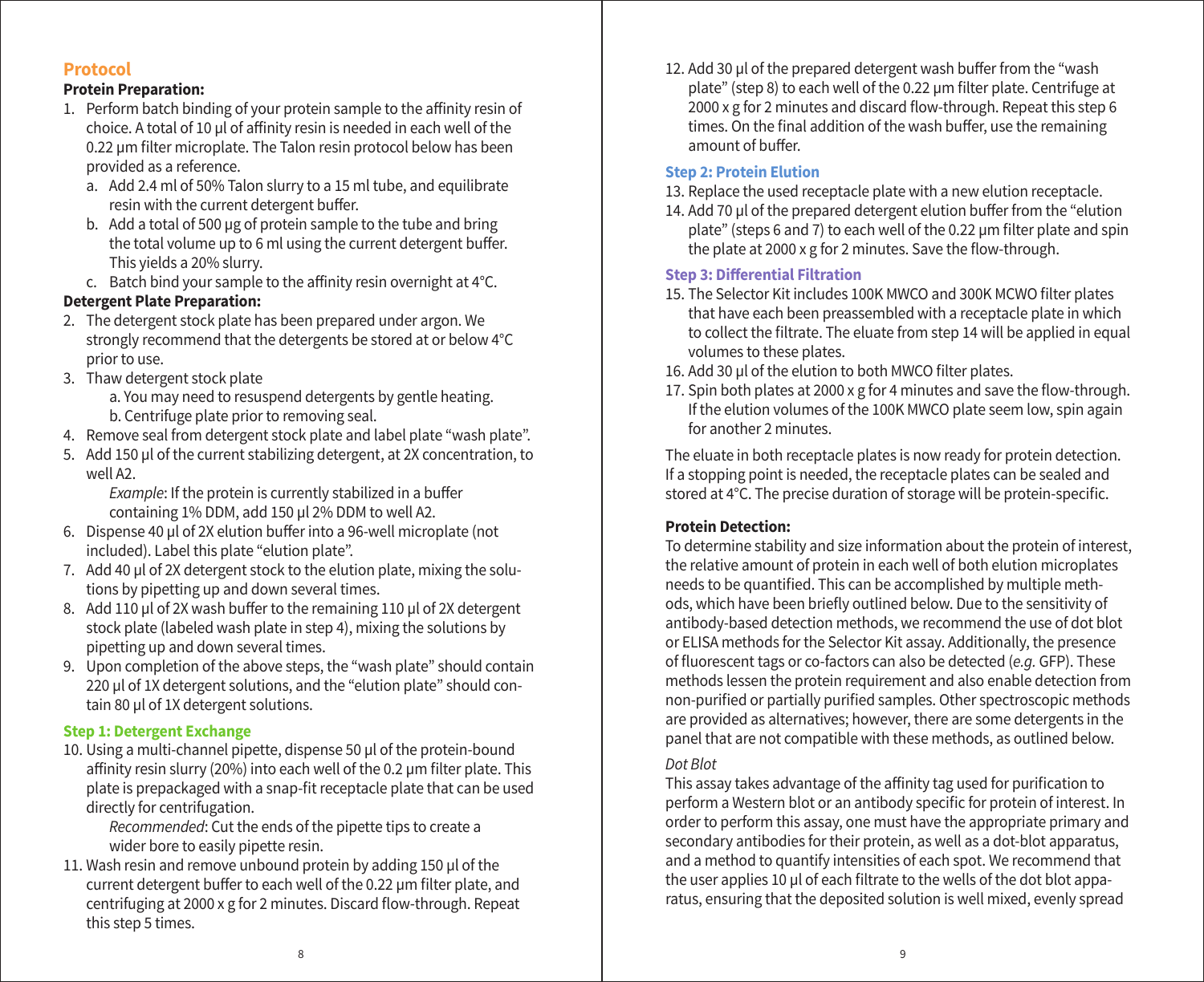## Protocol

### Protein Preparation:

1. Perform batch binding of your protein sample to the affinity resin of choice. A total of 10 µl of affinity resin is needed in each well of the 0.22 µm filter microplate. The Talon resin protocol below has been provided as a reference.
   a. Add 2.4 ml of 50% Talon slurry to a 15 ml tube, and equilibrate resin with the current detergent buffer.
   b. Add a total of 500 µg of protein sample to the tube and bring the total volume up to 6 ml using the current detergent buffer. This yields a 20% slurry.
   c. Batch bind your sample to the affinity resin overnight at 4°C.

### Detergent Plate Preparation:

2. The detergent stock plate has been prepared under argon. We strongly recommend that the detergents be stored at or below 4°C prior to use.
3. Thaw detergent stock plate
   a. You may need to resuspend detergents by gentle heating.
   b. Centrifuge plate prior to removing seal.
4. Remove seal from detergent stock plate and label plate "wash plate".
5. Add 150 µl of the current stabilizing detergent, at 2X concentration, to well A2.
   *Example*: If the protein is currently stabilized in a buffer containing 1% DDM, add 150 µl 2% DDM to well A2.
6. Dispense 40 µl of 2X elution buffer into a 96-well microplate (not included). Label this plate "elution plate".
7. Add 40 µl of 2X detergent stock to the elution plate, mixing the solutions by pipetting up and down several times.
8. Add 110 µl of 2X wash buffer to the remaining 110 µl of 2X detergent stock plate (labeled wash plate in step 4), mixing the solutions by pipetting up and down several times.
9. Upon completion of the above steps, the "wash plate" should contain 220 µl of 1X detergent solutions, and the "elution plate" should contain 80 µl of 1X detergent solutions.

### Step 1: Detergent Exchange

10. Using a multi-channel pipette, dispense 50 µl of the protein-bound affinity resin slurry (20%) into each well of the 0.2 µm filter plate. This plate is prepackaged with a snap-fit receptacle plate that can be used directly for centrifugation.
    *Recommended*: Cut the ends of the pipette tips to create a wider bore to easily pipette resin.
11. Wash resin and remove unbound protein by adding 150 µl of the current detergent buffer to each well of the 0.22 µm filter plate, and centrifuging at 2000 x g for 2 minutes. Discard flow-through. Repeat this step 5 times.
12. Add 30 µl of the prepared detergent wash buffer from the "wash plate" (step 8) to each well of the 0.22 µm filter plate. Centrifuge at 2000 x g for 2 minutes and discard flow-through. Repeat this step 6 times. On the final addition of the wash buffer, use the remaining amount of buffer.

### Step 2: Protein Elution

13. Replace the used receptacle plate with a new elution receptacle.
14. Add 70 µl of the prepared detergent elution buffer from the "elution plate" (steps 6 and 7) to each well of the 0.22 µm filter plate and spin the plate at 2000 x g for 2 minutes. Save the flow-through.

### Step 3: Differential Filtration

15. The Selector Kit includes 100K MWCO and 300K MCWO filter plates that have each been preassembled with a receptacle plate in which to collect the filtrate. The eluate from step 14 will be applied in equal volumes to these plates.
16. Add 30 µl of the elution to both MWCO filter plates.
17. Spin both plates at 2000 x g for 4 minutes and save the flow-through. If the elution volumes of the 100K MWCO plate seem low, spin again for another 2 minutes.

The eluate in both receptacle plates is now ready for protein detection. If a stopping point is needed, the receptacle plates can be sealed and stored at 4°C. The precise duration of storage will be protein-specific.

### Protein Detection:

To determine stability and size information about the protein of interest, the relative amount of protein in each well of both elution microplates needs to be quantified. This can be accomplished by multiple methods, which have been briefly outlined below. Due to the sensitivity of antibody-based detection methods, we recommend the use of dot blot or ELISA methods for the Selector Kit assay. Additionally, the presence of fluorescent tags or co-factors can also be detected (*e.g.* GFP). These methods lessen the protein requirement and also enable detection from non-purified or partially purified samples. Other spectroscopic methods are provided as alternatives; however, there are some detergents in the panel that are not compatible with these methods, as outlined below.

*Dot Blot*

This assay takes advantage of the affinity tag used for purification to perform a Western blot or an antibody specific for protein of interest. In order to perform this assay, one must have the appropriate primary and secondary antibodies for their protein, as well as a dot-blot apparatus, and a method to quantify intensities of each spot. We recommend that the user applies 10 µl of each filtrate to the wells of the dot blot apparatus, ensuring that the deposited solution is well mixed, evenly spread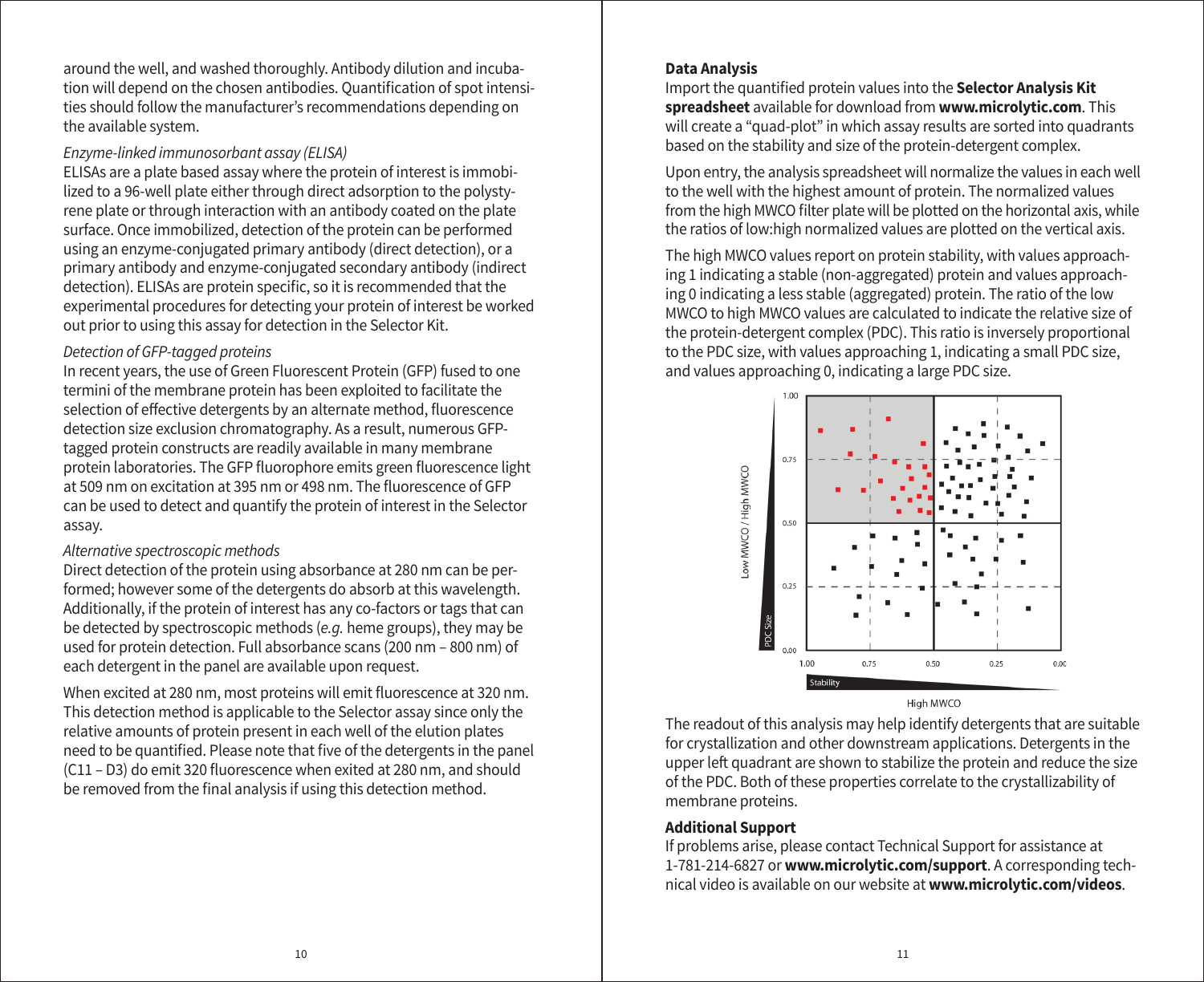around the well, and washed thoroughly. Antibody dilution and incubation will depend on the chosen antibodies. Quantification of spot intensities should follow the manufacturer's recommendations depending on the available system.

*Enzyme-linked immunosorbant assay (ELISA)*

ELISAs are a plate based assay where the protein of interest is immobilized to a 96-well plate either through direct adsorption to the polystyrene plate or through interaction with an antibody coated on the plate surface. Once immobilized, detection of the protein can be performed using an enzyme-conjugated primary antibody (direct detection), or a primary antibody and enzyme-conjugated secondary antibody (indirect detection). ELISAs are protein specific, so it is recommended that the experimental procedures for detecting your protein of interest be worked out prior to using this assay for detection in the Selector Kit.

*Detection of GFP-tagged proteins*

In recent years, the use of Green Fluorescent Protein (GFP) fused to one termini of the membrane protein has been exploited to facilitate the selection of effective detergents by an alternate method, fluorescence detection size exclusion chromatography. As a result, numerous GFP-tagged protein constructs are readily available in many membrane protein laboratories. The GFP fluorophore emits green fluorescence light at 509 nm on excitation at 395 nm or 498 nm. The fluorescence of GFP can be used to detect and quantify the protein of interest in the Selector assay.

*Alternative spectroscopic methods*

Direct detection of the protein using absorbance at 280 nm can be performed; however some of the detergents do absorb at this wavelength. Additionally, if the protein of interest has any co-factors or tags that can be detected by spectroscopic methods (*e.g.* heme groups), they may be used for protein detection. Full absorbance scans (200 nm – 800 nm) of each detergent in the panel are available upon request.

When excited at 280 nm, most proteins will emit fluorescence at 320 nm. This detection method is applicable to the Selector assay since only the relative amounts of protein present in each well of the elution plates need to be quantified. Please note that five of the detergents in the panel (C11 – D3) do emit 320 fluorescence when exited at 280 nm, and should be removed from the final analysis if using this detection method.

**Data Analysis**

Import the quantified protein values into the **Selector Analysis Kit spreadsheet** available for download from **www.microlytic.com**. This will create a "quad-plot" in which assay results are sorted into quadrants based on the stability and size of the protein-detergent complex.

Upon entry, the analysis spreadsheet will normalize the values in each well to the well with the highest amount of protein. The normalized values from the high MWCO filter plate will be plotted on the horizontal axis, while the ratios of low:high normalized values are plotted on the vertical axis.

The high MWCO values report on protein stability, with values approaching 1 indicating a stable (non-aggregated) protein and values approaching 0 indicating a less stable (aggregated) protein. The ratio of the low MWCO to high MWCO values are calculated to indicate the relative size of the protein-detergent complex (PDC). This ratio is inversely proportional to the PDC size, with values approaching 1, indicating a small PDC size, and values approaching 0, indicating a large PDC size.

Low MWCO / High MWCO
PDC Size
1.00
0.75
0.50
0.25
0.00
1.00
0.75
0.50
0.25
0.00
Stability
High MWCO

The readout of this analysis may help identify detergents that are suitable for crystallization and other downstream applications. Detergents in the upper left quadrant are shown to stabilize the protein and reduce the size of the PDC. Both of these properties correlate to the crystallizability of membrane proteins.

**Additional Support**

If problems arise, please contact Technical Support for assistance at 1-781-214-6827 or **www.microlytic.com/support**. A corresponding technical video is available on our website at **www.microlytic.com/videos**.